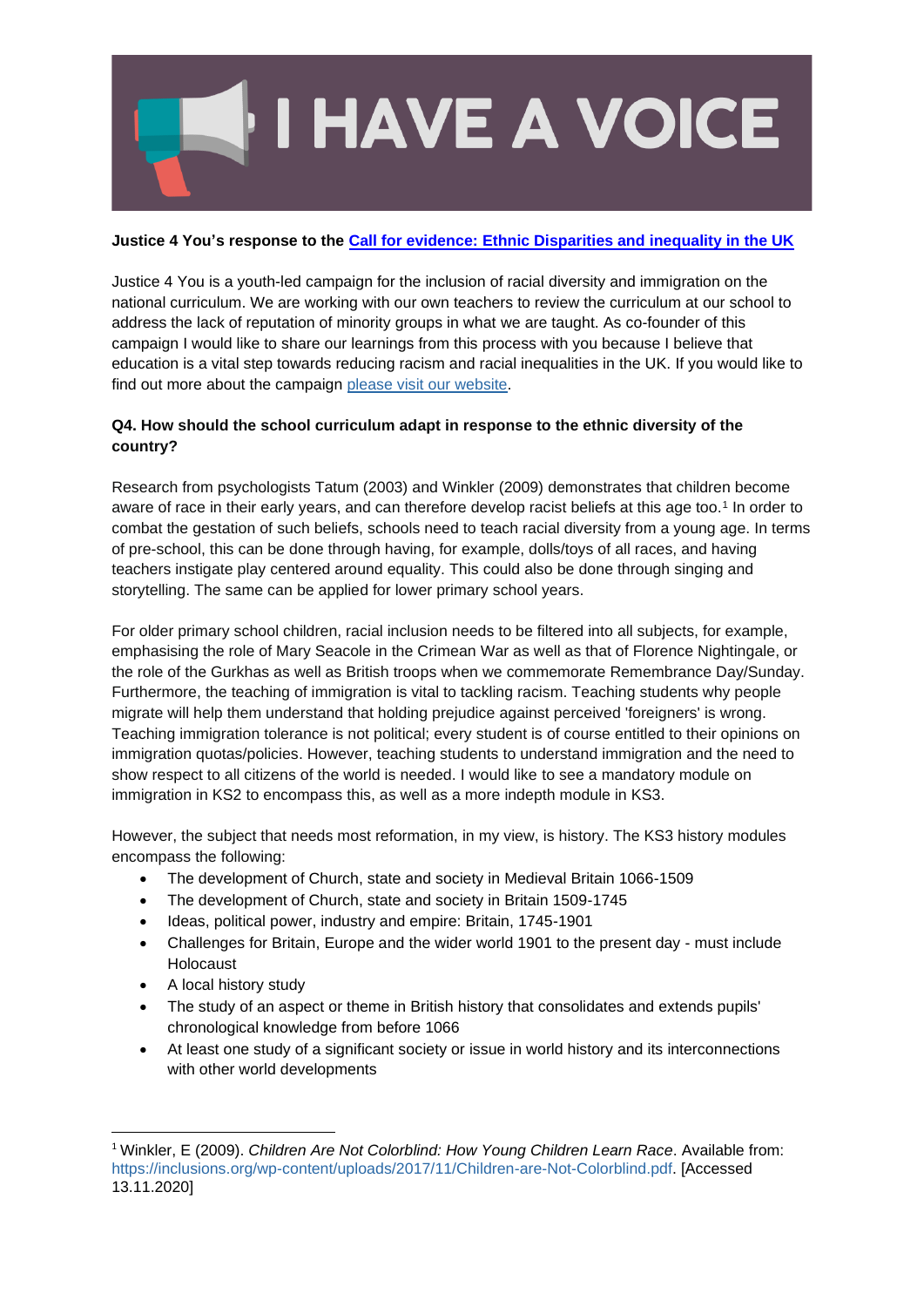# I HAVE A VOICE

**Justice 4 You's response to the [Call for evidence: Ethnic Disparities and inequality in the UK]()**

Justice 4 You is a youth-led campaign for the inclusion of racial diversity and immigration on the national curriculum. We are working with our own teachers to review the curriculum at our school to address the lack of reputation of minority groups in what we are taught. As co-founder of this campaign I would like to share our learnings from this process with you because I believe that education is a vital step towards reducing racism and racial inequalities in the UK. If you would like to find out more about the campaign [please visit our website]().

**Q4. How should the school curriculum adapt in response to the ethnic diversity of the country?**

Research from psychologists Tatum (2003) and Winkler (2009) demonstrates that children become aware of race in their early years, and can therefore develop racist beliefs at this age too.[1] In order to combat the gestation of such beliefs, schools need to teach racial diversity from a young age. In terms of pre-school, this can be done through having, for example, dolls/toys of all races, and having teachers instigate play centered around equality. This could also be done through singing and storytelling. The same can be applied for lower primary school years.

For older primary school children, racial inclusion needs to be filtered into all subjects, for example, emphasising the role of Mary Seacole in the Crimean War as well as that of Florence Nightingale, or the role of the Gurkhas as well as British troops when we commemorate Remembrance Day/Sunday. Furthermore, the teaching of immigration is vital to tackling racism. Teaching students why people migrate will help them understand that holding prejudice against perceived 'foreigners' is wrong. Teaching immigration tolerance is not political; every student is of course entitled to their opinions on immigration quotas/policies. However, teaching students to understand immigration and the need to show respect to all citizens of the world is needed. I would like to see a mandatory module on immigration in KS2 to encompass this, as well as a more indepth module in KS3.

However, the subject that needs most reformation, in my view, is history. The KS3 history modules encompass the following:

- The development of Church, state and society in Medieval Britain 1066-1509
- The development of Church, state and society in Britain 1509-1745
- Ideas, political power, industry and empire: Britain, 1745-1901
- Challenges for Britain, Europe and the wider world 1901 to the present day - must include Holocaust
- A local history study
- The study of an aspect or theme in British history that consolidates and extends pupils' chronological knowledge from before 1066
- At least one study of a significant society or issue in world history and its interconnections with other world developments

---

[1] Winkler, E (2009). *Children Are Not Colorblind: How Young Children Learn Race*. Available from: https://inclusions.org/wp-content/uploads/2017/11/Children-are-Not-Colorblind.pdf. [Accessed 13.11.2020]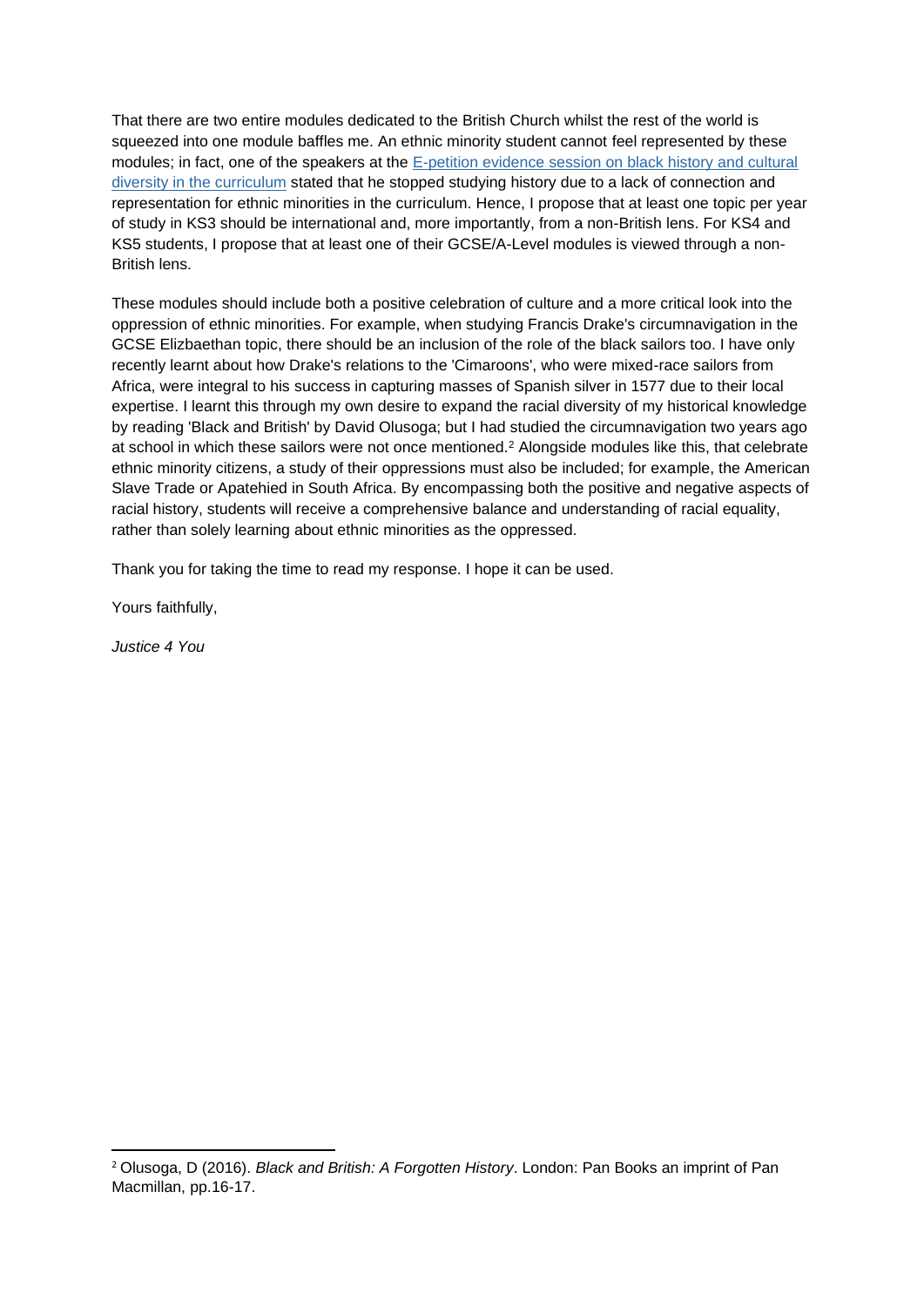That there are two entire modules dedicated to the British Church whilst the rest of the world is squeezed into one module baffles me. An ethnic minority student cannot feel represented by these modules; in fact, one of the speakers at the [E-petition evidence session on black history and cultural diversity in the curriculum]() stated that he stopped studying history due to a lack of connection and representation for ethnic minorities in the curriculum. Hence, I propose that at least one topic per year of study in KS3 should be international and, more importantly, from a non-British lens. For KS4 and KS5 students, I propose that at least one of their GCSE/A-Level modules is viewed through a non-British lens.

These modules should include both a positive celebration of culture and a more critical look into the oppression of ethnic minorities. For example, when studying Francis Drake's circumnavigation in the GCSE Elizbaethan topic, there should be an inclusion of the role of the black sailors too. I have only recently learnt about how Drake's relations to the 'Cimaroons', who were mixed-race sailors from Africa, were integral to his success in capturing masses of Spanish silver in 1577 due to their local expertise. I learnt this through my own desire to expand the racial diversity of my historical knowledge by reading 'Black and British' by David Olusoga; but I had studied the circumnavigation two years ago at school in which these sailors were not once mentioned.[2] Alongside modules like this, that celebrate ethnic minority citizens, a study of their oppressions must also be included; for example, the American Slave Trade or Apatehied in South Africa. By encompassing both the positive and negative aspects of racial history, students will receive a comprehensive balance and understanding of racial equality, rather than solely learning about ethnic minorities as the oppressed.

Thank you for taking the time to read my response. I hope it can be used.

Yours faithfully,

*Justice 4 You*

---

[2] Olusoga, D (2016). *Black and British: A Forgotten History*. London: Pan Books an imprint of Pan Macmillan, pp.16-17.